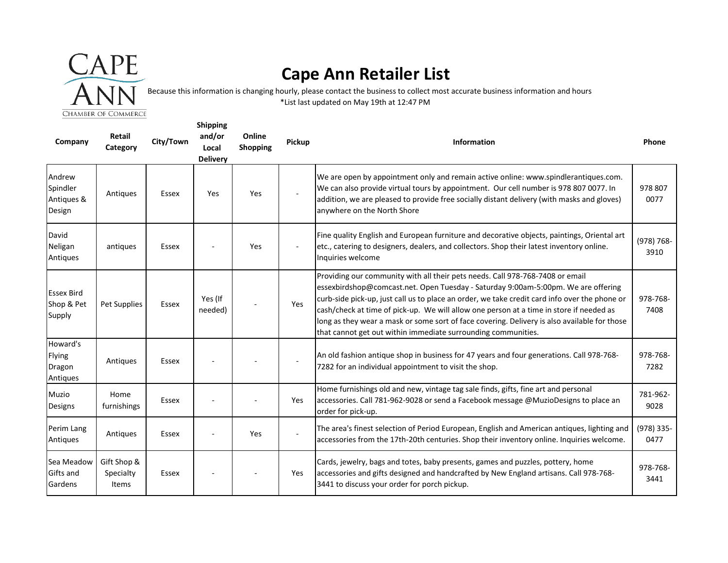# Cape Ann Retailer List

Because this information is changing hourly, please contact the business to collect most accurate business information and hours

*List last updated on May 19th at 12:47 PM

| Company | Retail Category | City/Town | Shipping and/or Local Delivery | Online Shopping | Pickup | Information | Phone |
|---|---|---|---|---|---|---|---|
| Andrew Spindler Antiques & Design | Antiques | Essex | Yes | Yes | - | We are open by appointment only and remain active online: www.spindlerantiques.com. We can also provide virtual tours by appointment. Our cell number is 978 807 0077. In addition, we are pleased to provide free socially distant delivery (with masks and gloves) anywhere on the North Shore | 978 807 0077 |
| David Neligan Antiques | antiques | Essex | - | Yes | - | Fine quality English and European furniture and decorative objects, paintings, Oriental art etc., catering to designers, dealers, and collectors. Shop their latest inventory online. Inquiries welcome | (978) 768-3910 |
| Essex Bird Shop & Pet Supply | Pet Supplies | Essex | Yes (If needed) | - | Yes | Providing our community with all their pets needs. Call 978-768-7408 or email essexbirdshop@comcast.net. Open Tuesday - Saturday 9:00am-5:00pm. We are offering curb-side pick-up, just call us to place an order, we take credit card info over the phone or cash/check at time of pick-up. We will allow one person at a time in store if needed as long as they wear a mask or some sort of face covering. Delivery is also available for those that cannot get out within immediate surrounding communities. | 978-768-7408 |
| Howard's Flying Dragon Antiques | Antiques | Essex | - | - | - | An old fashion antique shop in business for 47 years and four generations. Call 978-768-7282 for an individual appointment to visit the shop. | 978-768-7282 |
| Muzio Designs | Home furnishings | Essex | - | - | Yes | Home furnishings old and new, vintage tag sale finds, gifts, fine art and personal accessories. Call 781-962-9028 or send a Facebook message @MuzioDesigns to place an order for pick-up. | 781-962-9028 |
| Perim Lang Antiques | Antiques | Essex | - | Yes | - | The area's finest selection of Period European, English and American antiques, lighting and accessories from the 17th-20th centuries. Shop their inventory online. Inquiries welcome. | (978) 335-0477 |
| Sea Meadow Gifts and Gardens | Gift Shop & Specialty Items | Essex | - | - | Yes | Cards, jewelry, bags and totes, baby presents, games and puzzles, pottery, home accessories and gifts designed and handcrafted by New England artisans. Call 978-768-3441 to discuss your order for porch pickup. | 978-768-3441 |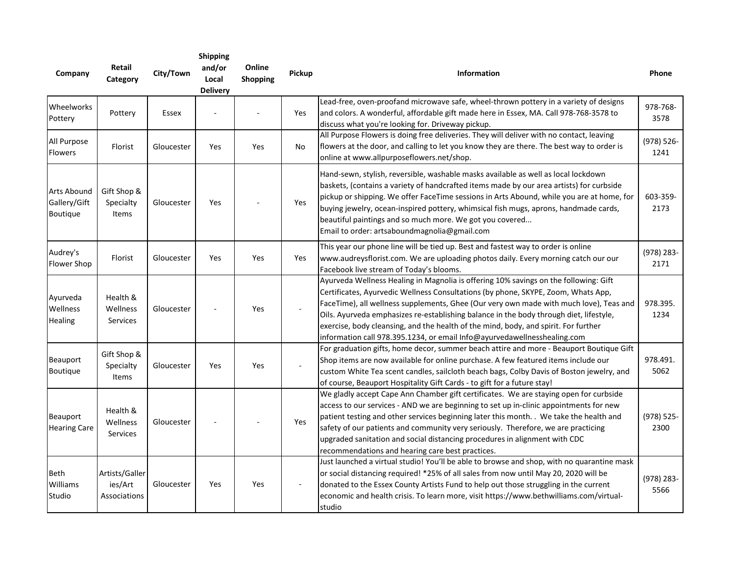| Company | Retail Category | City/Town | Shipping and/or Local Delivery | Online Shopping | Pickup | Information | Phone |
|---|---|---|---|---|---|---|---|
| Wheelworks Pottery | Pottery | Essex | - | - | Yes | Lead-free, oven-proofand microwave safe, wheel-thrown pottery in a variety of designs and colors. A wonderful, affordable gift made here in Essex, MA. Call 978-768-3578 to discuss what you're looking for. Driveway pickup. | 978-768-3578 |
| All Purpose Flowers | Florist | Gloucester | Yes | Yes | No | All Purpose Flowers is doing free deliveries. They will deliver with no contact, leaving flowers at the door, and calling to let you know they are there. The best way to order is online at www.allpurposeflowers.net/shop. | (978) 526-1241 |
| Arts Abound Gallery/Gift Boutique | Gift Shop & Specialty Items | Gloucester | Yes | - | Yes | Hand-sewn, stylish, reversible, washable masks available as well as local lockdown baskets, (contains a variety of handcrafted items made by our area artists) for curbside pickup or shipping. We offer FaceTime sessions in Arts Abound, while you are at home, for buying jewelry, ocean-inspired pottery, whimsical fish mugs, aprons, handmade cards, beautiful paintings and so much more. We got you covered... Email to order: artsaboundmagnolia@gmail.com | 603-359-2173 |
| Audrey's Flower Shop | Florist | Gloucester | Yes | Yes | Yes | This year our phone line will be tied up. Best and fastest way to order is online www.audreysflorist.com. We are uploading photos daily. Every morning catch our our Facebook live stream of Today's blooms. | (978) 283-2171 |
| Ayurveda Wellness Healing | Health & Wellness Services | Gloucester | - | Yes | - | Ayurveda Wellness Healing in Magnolia is offering 10% savings on the following: Gift Certificates, Ayurvedic Wellness Consultations (by phone, SKYPE, Zoom, Whats App, FaceTime), all wellness supplements, Ghee (Our very own made with much love), Teas and Oils. Ayurveda emphasizes re-establishing balance in the body through diet, lifestyle, exercise, body cleansing, and the health of the mind, body, and spirit. For further information call 978.395.1234, or email Info@ayurvedawellnesshealing.com | 978.395.1234 |
| Beauport Boutique | Gift Shop & Specialty Items | Gloucester | Yes | Yes | - | For graduation gifts, home decor, summer beach attire and more - Beauport Boutique Gift Shop items are now available for online purchase. A few featured items include our custom White Tea scent candles, sailcloth beach bags, Colby Davis of Boston jewelry, and of course, Beauport Hospitality Gift Cards - to gift for a future stay! | 978.491.5062 |
| Beauport Hearing Care | Health & Wellness Services | Gloucester | - | - | Yes | We gladly accept Cape Ann Chamber gift certificates. We are staying open for curbside access to our services - AND we are beginning to set up in-clinic appointments for new patient testing and other services beginning later this month. . We take the health and safety of our patients and community very seriously. Therefore, we are practicing upgraded sanitation and social distancing procedures in alignment with CDC recommendations and hearing care best practices. | (978) 525-2300 |
| Beth Williams Studio | Artists/Galleries/Art Associations | Gloucester | Yes | Yes | - | Just launched a virtual studio! You'll be able to browse and shop, with no quarantine mask or social distancing required! *25% of all sales from now until May 20, 2020 will be donated to the Essex County Artists Fund to help out those struggling in the current economic and health crisis. To learn more, visit https://www.bethwilliams.com/virtual-studio | (978) 283-5566 |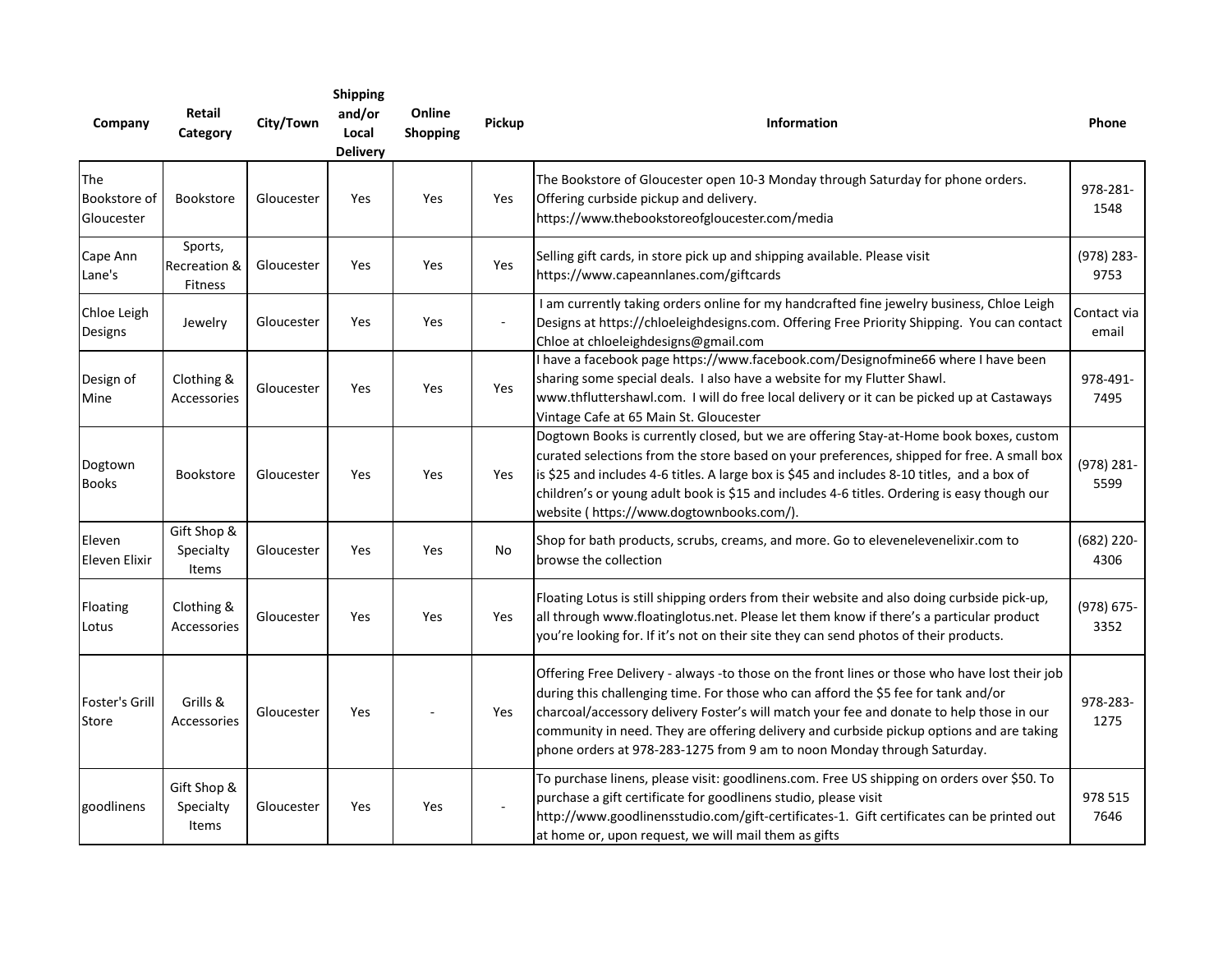| Company | Retail Category | City/Town | Shipping and/or Local Delivery | Online Shopping | Pickup | Information | Phone |
|---|---|---|---|---|---|---|---|
| The Bookstore of Gloucester | Bookstore | Gloucester | Yes | Yes | Yes | The Bookstore of Gloucester open 10-3 Monday through Saturday for phone orders. Offering curbside pickup and delivery. https://www.thebookstoreofgloucester.com/media | 978-281-1548 |
| Cape Ann Lane's | Sports, Recreation & Fitness | Gloucester | Yes | Yes | Yes | Selling gift cards, in store pick up and shipping available. Please visit https://www.capeannlanes.com/giftcards | (978) 283-9753 |
| Chloe Leigh Designs | Jewelry | Gloucester | Yes | Yes | - | I am currently taking orders online for my handcrafted fine jewelry business, Chloe Leigh Designs at https://chloeleighdesigns.com. Offering Free Priority Shipping. You can contact Chloe at chloeleighdesigns@gmail.com | Contact via email |
| Design of Mine | Clothing & Accessories | Gloucester | Yes | Yes | Yes | I have a facebook page https://www.facebook.com/Designofmine66 where I have been sharing some special deals. I also have a website for my Flutter Shawl. www.thfluttershawl.com. I will do free local delivery or it can be picked up at Castaways Vintage Cafe at 65 Main St. Gloucester | 978-491-7495 |
| Dogtown Books | Bookstore | Gloucester | Yes | Yes | Yes | Dogtown Books is currently closed, but we are offering Stay-at-Home book boxes, custom curated selections from the store based on your preferences, shipped for free. A small box is $25 and includes 4-6 titles. A large box is $45 and includes 8-10 titles, and a box of children's or young adult book is $15 and includes 4-6 titles. Ordering is easy though our website ( https://www.dogtownbooks.com/). | (978) 281-5599 |
| Eleven Eleven Elixir | Gift Shop & Specialty Items | Gloucester | Yes | Yes | No | Shop for bath products, scrubs, creams, and more. Go to elevenelevenelixir.com to browse the collection | (682) 220-4306 |
| Floating Lotus | Clothing & Accessories | Gloucester | Yes | Yes | Yes | Floating Lotus is still shipping orders from their website and also doing curbside pick-up, all through www.floatinglotus.net. Please let them know if there's a particular product you're looking for. If it's not on their site they can send photos of their products. | (978) 675-3352 |
| Foster's Grill Store | Grills & Accessories | Gloucester | Yes | - | Yes | Offering Free Delivery - always -to those on the front lines or those who have lost their job during this challenging time. For those who can afford the $5 fee for tank and/or charcoal/accessory delivery Foster's will match your fee and donate to help those in our community in need. They are offering delivery and curbside pickup options and are taking phone orders at 978-283-1275 from 9 am to noon Monday through Saturday. | 978-283-1275 |
| goodlinens | Gift Shop & Specialty Items | Gloucester | Yes | Yes | - | To purchase linens, please visit: goodlinens.com. Free US shipping on orders over $50. To purchase a gift certificate for goodlinens studio, please visit http://www.goodlinensstudio.com/gift-certificates-1. Gift certificates can be printed out at home or, upon request, we will mail them as gifts | 978 515 7646 |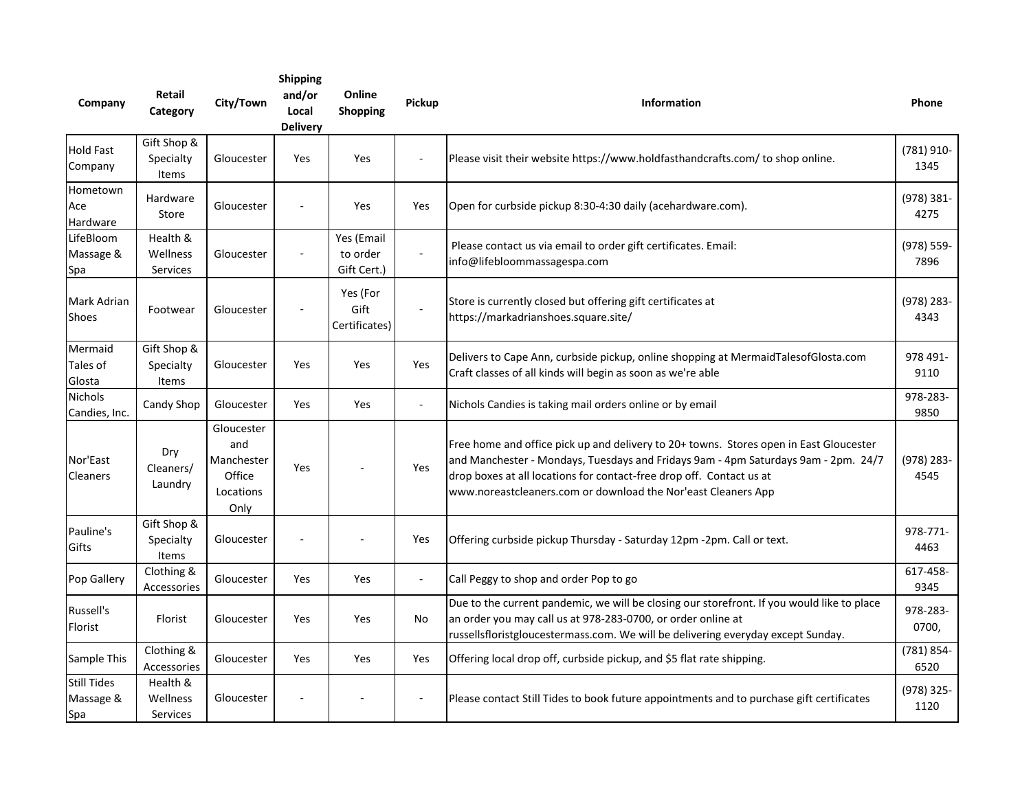| Company | Retail Category | City/Town | Shipping and/or Local Delivery | Online Shopping | Pickup | Information | Phone |
|---|---|---|---|---|---|---|---|
| Hold Fast Company | Gift Shop & Specialty Items | Gloucester | Yes | Yes | - | Please visit their website https://www.holdfasthandcrafts.com/ to shop online. | (781) 910-1345 |
| Hometown Ace Hardware | Hardware Store | Gloucester | - | Yes | Yes | Open for curbside pickup 8:30-4:30 daily (acehardware.com). | (978) 381-4275 |
| LifeBloom Massage & Spa | Health & Wellness Services | Gloucester | - | Yes (Email to order Gift Cert.) | - | Please contact us via email to order gift certificates. Email: info@lifebloommassagespa.com | (978) 559-7896 |
| Mark Adrian Shoes | Footwear | Gloucester | - | Yes (For Gift Certificates) | - | Store is currently closed but offering gift certificates at https://markadrianshoes.square.site/ | (978) 283-4343 |
| Mermaid Tales of Glosta | Gift Shop & Specialty Items | Gloucester | Yes | Yes | Yes | Delivers to Cape Ann, curbside pickup, online shopping at MermaidTalesofGlosta.com Craft classes of all kinds will begin as soon as we're able | 978 491-9110 |
| Nichols Candies, Inc. | Candy Shop | Gloucester | Yes | Yes | - | Nichols Candies is taking mail orders online or by email | 978-283-9850 |
| Nor'East Cleaners | Dry Cleaners/ Laundry | Gloucester and Manchester Office Locations Only | Yes | - | Yes | Free home and office pick up and delivery to 20+ towns. Stores open in East Gloucester and Manchester - Mondays, Tuesdays and Fridays 9am - 4pm Saturdays 9am - 2pm. 24/7 drop boxes at all locations for contact-free drop off. Contact us at www.noreastcleaners.com or download the Nor'east Cleaners App | (978) 283-4545 |
| Pauline's Gifts | Gift Shop & Specialty Items | Gloucester | - | - | Yes | Offering curbside pickup Thursday - Saturday 12pm -2pm. Call or text. | 978-771-4463 |
| Pop Gallery | Clothing & Accessories | Gloucester | Yes | Yes | - | Call Peggy to shop and order Pop to go | 617-458-9345 |
| Russell's Florist | Florist | Gloucester | Yes | Yes | No | Due to the current pandemic, we will be closing our storefront. If you would like to place an order you may call us at 978-283-0700, or order online at russellsfloristgloucestermass.com. We will be delivering everyday except Sunday. | 978-283-0700, |
| Sample This | Clothing & Accessories | Gloucester | Yes | Yes | Yes | Offering local drop off, curbside pickup, and $5 flat rate shipping. | (781) 854-6520 |
| Still Tides Massage & Spa | Health & Wellness Services | Gloucester | - | - | - | Please contact Still Tides to book future appointments and to purchase gift certificates | (978) 325-1120 |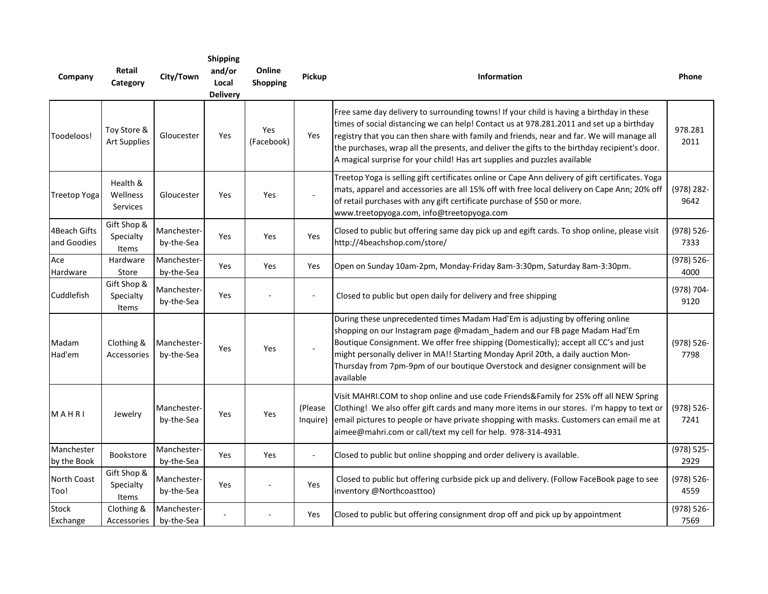| Company | Retail Category | City/Town | Shipping and/or Local Delivery | Online Shopping | Pickup | Information | Phone |
|---|---|---|---|---|---|---|---|
| Toodeloos! | Toy Store & Art Supplies | Gloucester | Yes | Yes (Facebook) | Yes | Free same day delivery to surrounding towns! If your child is having a birthday in these times of social distancing we can help! Contact us at 978.281.2011 and set up a birthday registry that you can then share with family and friends, near and far. We will manage all the purchases, wrap all the presents, and deliver the gifts to the birthday recipient's door. A magical surprise for your child! Has art supplies and puzzles available | 978.281 2011 |
| Treetop Yoga | Health & Wellness Services | Gloucester | Yes | Yes | - | Treetop Yoga is selling gift certificates online or Cape Ann delivery of gift certificates. Yoga mats, apparel and accessories are all 15% off with free local delivery on Cape Ann; 20% off of retail purchases with any gift certificate purchase of $50 or more. www.treetopyoga.com, info@treetopyoga.com | (978) 282-9642 |
| 4Beach Gifts and Goodies | Gift Shop & Specialty Items | Manchester-by-the-Sea | Yes | Yes | Yes | Closed to public but offering same day pick up and egift cards. To shop online, please visit http://4beachshop.com/store/ | (978) 526-7333 |
| Ace Hardware | Hardware Store | Manchester-by-the-Sea | Yes | Yes | Yes | Open on Sunday 10am-2pm, Monday-Friday 8am-3:30pm, Saturday 8am-3:30pm. | (978) 526-4000 |
| Cuddlefish | Gift Shop & Specialty Items | Manchester-by-the-Sea | Yes | - | - | Closed to public but open daily for delivery and free shipping | (978) 704-9120 |
| Madam Had'em | Clothing & Accessories | Manchester-by-the-Sea | Yes | Yes | - | During these unprecedented times Madam Had'Em is adjusting by offering online shopping on our Instagram page @madam_hadem and our FB page Madam Had'Em Boutique Consignment. We offer free shipping (Domestically); accept all CC's and just might personally deliver in MA!! Starting Monday April 20th, a daily auction Mon-Thursday from 7pm-9pm of our boutique Overstock and designer consignment will be available | (978) 526-7798 |
| M A H R I | Jewelry | Manchester-by-the-Sea | Yes | Yes | (Please Inquire) | Visit MAHRI.COM to shop online and use code Friends&Family for 25% off all NEW Spring Clothing! We also offer gift cards and many more items in our stores. I'm happy to text or email pictures to people or have private shopping with masks. Customers can email me at aimee@mahri.com or call/text my cell for help. 978-314-4931 | (978) 526-7241 |
| Manchester by the Book | Bookstore | Manchester-by-the-Sea | Yes | Yes | - | Closed to public but online shopping and order delivery is available. | (978) 525-2929 |
| North Coast Too! | Gift Shop & Specialty Items | Manchester-by-the-Sea | Yes | - | Yes | Closed to public but offering curbside pick up and delivery. (Follow FaceBook page to see inventory @Northcoasttoo) | (978) 526-4559 |
| Stock Exchange | Clothing & Accessories | Manchester-by-the-Sea | - | - | Yes | Closed to public but offering consignment drop off and pick up by appointment | (978) 526-7569 |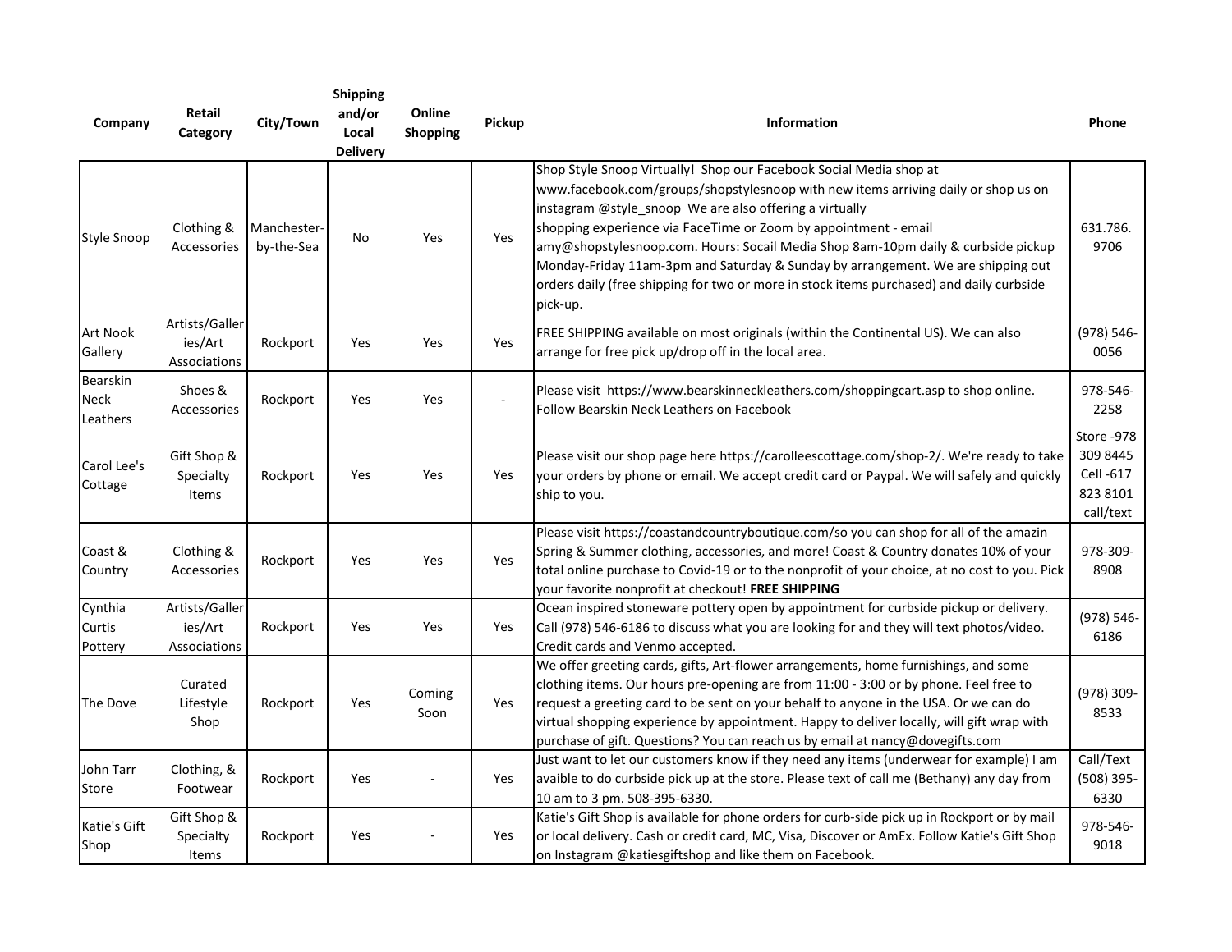| Company | Retail Category | City/Town | Shipping and/or Local Delivery | Online Shopping | Pickup | Information | Phone |
|---|---|---|---|---|---|---|---|
| Style Snoop | Clothing & Accessories | Manchester-by-the-Sea | No | Yes | Yes | Shop Style Snoop Virtually! Shop our Facebook Social Media shop at www.facebook.com/groups/shopstylesnoop with new items arriving daily or shop us on instagram @style_snoop We are also offering a virtually shopping experience via FaceTime or Zoom by appointment - email amy@shopstylesnoop.com. Hours: Socail Media Shop 8am-10pm daily & curbside pickup Monday-Friday 11am-3pm and Saturday & Sunday by arrangement. We are shipping out orders daily (free shipping for two or more in stock items purchased) and daily curbside pick-up. | 631.786. 9706 |
| Art Nook Gallery | Artists/Galleries/Art Associations | Rockport | Yes | Yes | Yes | FREE SHIPPING available on most originals (within the Continental US). We can also arrange for free pick up/drop off in the local area. | (978) 546-0056 |
| Bearskin Neck Leathers | Shoes & Accessories | Rockport | Yes | Yes | - | Please visit https://www.bearskinneckleathers.com/shoppingcart.asp to shop online. Follow Bearskin Neck Leathers on Facebook | 978-546-2258 |
| Carol Lee's Cottage | Gift Shop & Specialty Items | Rockport | Yes | Yes | Yes | Please visit our shop page here https://carolleescottage.com/shop-2/. We're ready to take your orders by phone or email. We accept credit card or Paypal. We will safely and quickly ship to you. | Store -978 309 8445 Cell -617 823 8101 call/text |
| Coast & Country | Clothing & Accessories | Rockport | Yes | Yes | Yes | Please visit https://coastandcountryboutique.com/so you can shop for all of the amazin Spring & Summer clothing, accessories, and more! Coast & Country donates 10% of your total online purchase to Covid-19 or to the nonprofit of your choice, at no cost to you. Pick your favorite nonprofit at checkout! **FREE SHIPPING** | 978-309-8908 |
| Cynthia Curtis Pottery | Artists/Galleries/Art Associations | Rockport | Yes | Yes | Yes | Ocean inspired stoneware pottery open by appointment for curbside pickup or delivery. Call (978) 546-6186 to discuss what you are looking for and they will text photos/video. Credit cards and Venmo accepted. | (978) 546-6186 |
| The Dove | Curated Lifestyle Shop | Rockport | Yes | Coming Soon | Yes | We offer greeting cards, gifts, Art-flower arrangements, home furnishings, and some clothing items. Our hours pre-opening are from 11:00 - 3:00 or by phone. Feel free to request a greeting card to be sent on your behalf to anyone in the USA. Or we can do virtual shopping experience by appointment. Happy to deliver locally, will gift wrap with purchase of gift. Questions? You can reach us by email at nancy@dovegifts.com | (978) 309-8533 |
| John Tarr Store | Clothing, & Footwear | Rockport | Yes | - | Yes | Just want to let our customers know if they need any items (underwear for example) I am avaible to do curbside pick up at the store. Please text of call me (Bethany) any day from 10 am to 3 pm. 508-395-6330. | Call/Text (508) 395-6330 |
| Katie's Gift Shop | Gift Shop & Specialty Items | Rockport | Yes | - | Yes | Katie's Gift Shop is available for phone orders for curb-side pick up in Rockport or by mail or local delivery. Cash or credit card, MC, Visa, Discover or AmEx. Follow Katie's Gift Shop on Instagram @katiesgiftshop and like them on Facebook. | 978-546-9018 |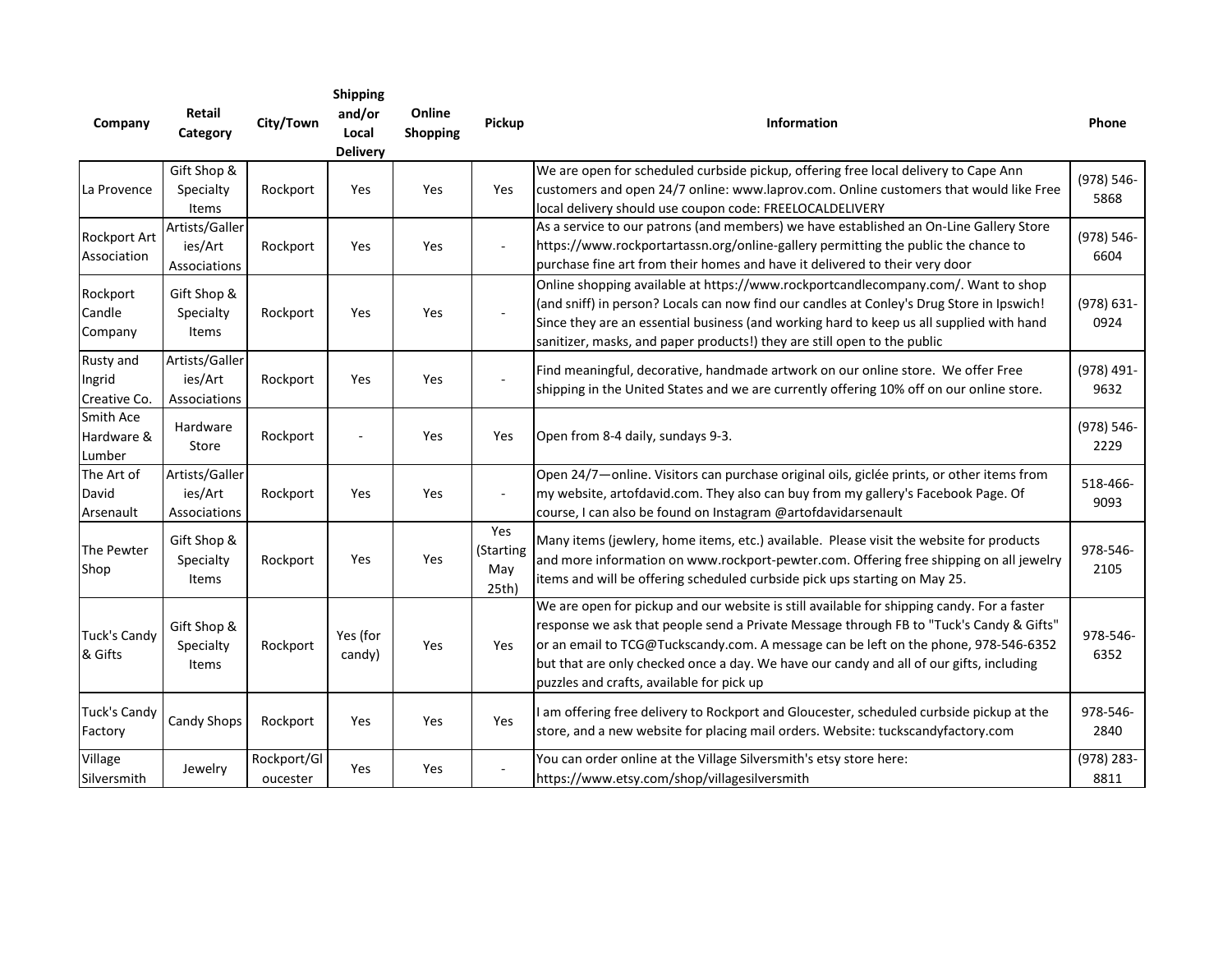| Company | Retail Category | City/Town | Shipping and/or Local Delivery | Online Shopping | Pickup | Information | Phone |
|---|---|---|---|---|---|---|---|
| La Provence | Gift Shop & Specialty Items | Rockport | Yes | Yes | Yes | We are open for scheduled curbside pickup, offering free local delivery to Cape Ann customers and open 24/7 online: www.laprov.com. Online customers that would like Free local delivery should use coupon code: FREELOCALDELIVERY | (978) 546-5868 |
| Rockport Art Association | Artists/Galleries/Art Associations | Rockport | Yes | Yes | - | As a service to our patrons (and members) we have established an On-Line Gallery Store https://www.rockportartassn.org/online-gallery permitting the public the chance to purchase fine art from their homes and have it delivered to their very door | (978) 546-6604 |
| Rockport Candle Company | Gift Shop & Specialty Items | Rockport | Yes | Yes | - | Online shopping available at https://www.rockportcandlecompany.com/. Want to shop (and sniff) in person? Locals can now find our candles at Conley's Drug Store in Ipswich! Since they are an essential business (and working hard to keep us all supplied with hand sanitizer, masks, and paper products!) they are still open to the public | (978) 631-0924 |
| Rusty and Ingrid Creative Co. | Artists/Galleries/Art Associations | Rockport | Yes | Yes | - | Find meaningful, decorative, handmade artwork on our online store. We offer Free shipping in the United States and we are currently offering 10% off on our online store. | (978) 491-9632 |
| Smith Ace Hardware & Lumber | Hardware Store | Rockport | - | Yes | Yes | Open from 8-4 daily, sundays 9-3. | (978) 546-2229 |
| The Art of David Arsenault | Artists/Galleries/Art Associations | Rockport | Yes | Yes | - | Open 24/7—online. Visitors can purchase original oils, giclée prints, or other items from my website, artofdavid.com. They also can buy from my gallery's Facebook Page. Of course, I can also be found on Instagram @artofdavidarsenault | 518-466-9093 |
| The Pewter Shop | Gift Shop & Specialty Items | Rockport | Yes | Yes | Yes (Starting May 25th) | Many items (jewlery, home items, etc.) available. Please visit the website for products and more information on www.rockport-pewter.com. Offering free shipping on all jewelry items and will be offering scheduled curbside pick ups starting on May 25. | 978-546-2105 |
| Tuck's Candy & Gifts | Gift Shop & Specialty Items | Rockport | Yes (for candy) | Yes | Yes | We are open for pickup and our website is still available for shipping candy. For a faster response we ask that people send a Private Message through FB to "Tuck's Candy & Gifts" or an email to TCG@Tuckscandy.com. A message can be left on the phone, 978-546-6352 but that are only checked once a day. We have our candy and all of our gifts, including puzzles and crafts, available for pick up | 978-546-6352 |
| Tuck's Candy Factory | Candy Shops | Rockport | Yes | Yes | Yes | I am offering free delivery to Rockport and Gloucester, scheduled curbside pickup at the store, and a new website for placing mail orders. Website: tuckscandyfactory.com | 978-546-2840 |
| Village Silversmith | Jewelry | Rockport/Gloucester | Yes | Yes | - | You can order online at the Village Silversmith's etsy store here: https://www.etsy.com/shop/villagesilversmith | (978) 283-8811 |